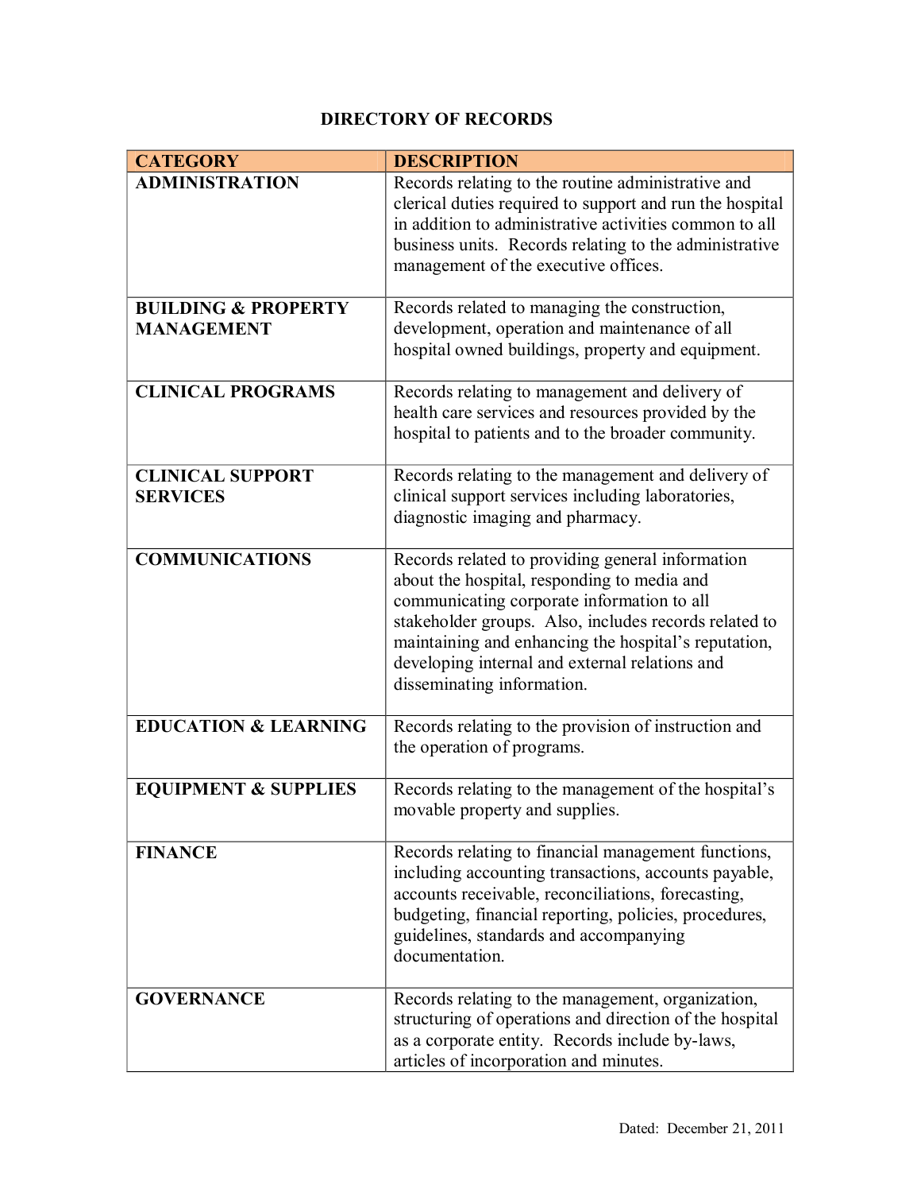# DIRECTORY OF RECORDS

| CATEGORY | DESCRIPTION |
| --- | --- |
| **ADMINISTRATION** | Records relating to the routine administrative and clerical duties required to support and run the hospital in addition to administrative activities common to all business units. Records relating to the administrative management of the executive offices. |
| **BUILDING & PROPERTY MANAGEMENT** | Records related to managing the construction, development, operation and maintenance of all hospital owned buildings, property and equipment. |
| **CLINICAL PROGRAMS** | Records relating to management and delivery of health care services and resources provided by the hospital to patients and to the broader community. |
| **CLINICAL SUPPORT SERVICES** | Records relating to the management and delivery of clinical support services including laboratories, diagnostic imaging and pharmacy. |
| **COMMUNICATIONS** | Records related to providing general information about the hospital, responding to media and communicating corporate information to all stakeholder groups. Also, includes records related to maintaining and enhancing the hospital's reputation, developing internal and external relations and disseminating information. |
| **EDUCATION & LEARNING** | Records relating to the provision of instruction and the operation of programs. |
| **EQUIPMENT & SUPPLIES** | Records relating to the management of the hospital's movable property and supplies. |
| **FINANCE** | Records relating to financial management functions, including accounting transactions, accounts payable, accounts receivable, reconciliations, forecasting, budgeting, financial reporting, policies, procedures, guidelines, standards and accompanying documentation. |
| **GOVERNANCE** | Records relating to the management, organization, structuring of operations and direction of the hospital as a corporate entity. Records include by-laws, articles of incorporation and minutes. |

Dated: December 21, 2011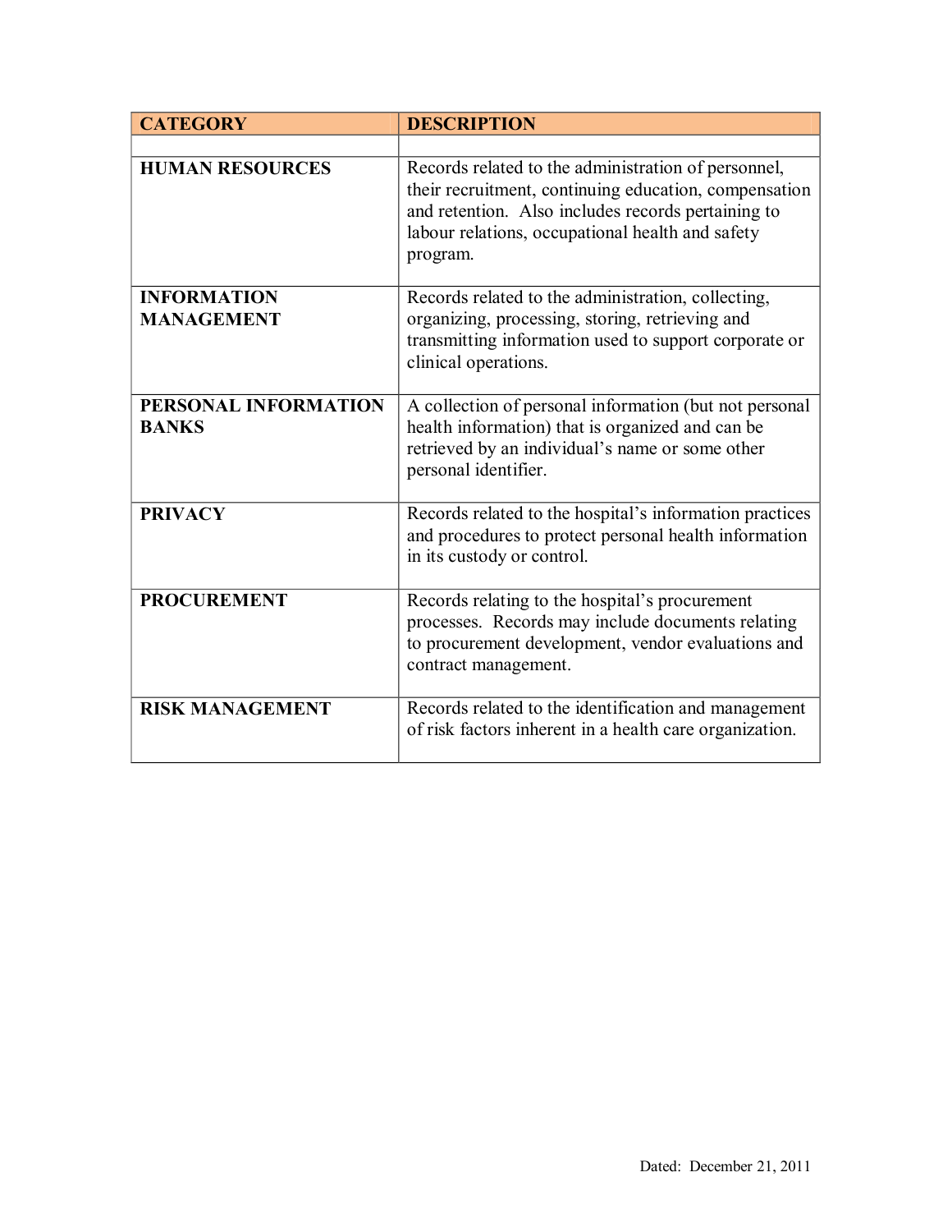| CATEGORY | DESCRIPTION |
|---|---|
| | |
| **HUMAN RESOURCES** | Records related to the administration of personnel, their recruitment, continuing education, compensation and retention. Also includes records pertaining to labour relations, occupational health and safety program. |
| **INFORMATION MANAGEMENT** | Records related to the administration, collecting, organizing, processing, storing, retrieving and transmitting information used to support corporate or clinical operations. |
| **PERSONAL INFORMATION BANKS** | A collection of personal information (but not personal health information) that is organized and can be retrieved by an individual's name or some other personal identifier. |
| **PRIVACY** | Records related to the hospital's information practices and procedures to protect personal health information in its custody or control. |
| **PROCUREMENT** | Records relating to the hospital's procurement processes. Records may include documents relating to procurement development, vendor evaluations and contract management. |
| **RISK MANAGEMENT** | Records related to the identification and management of risk factors inherent in a health care organization. |

Dated: December 21, 2011